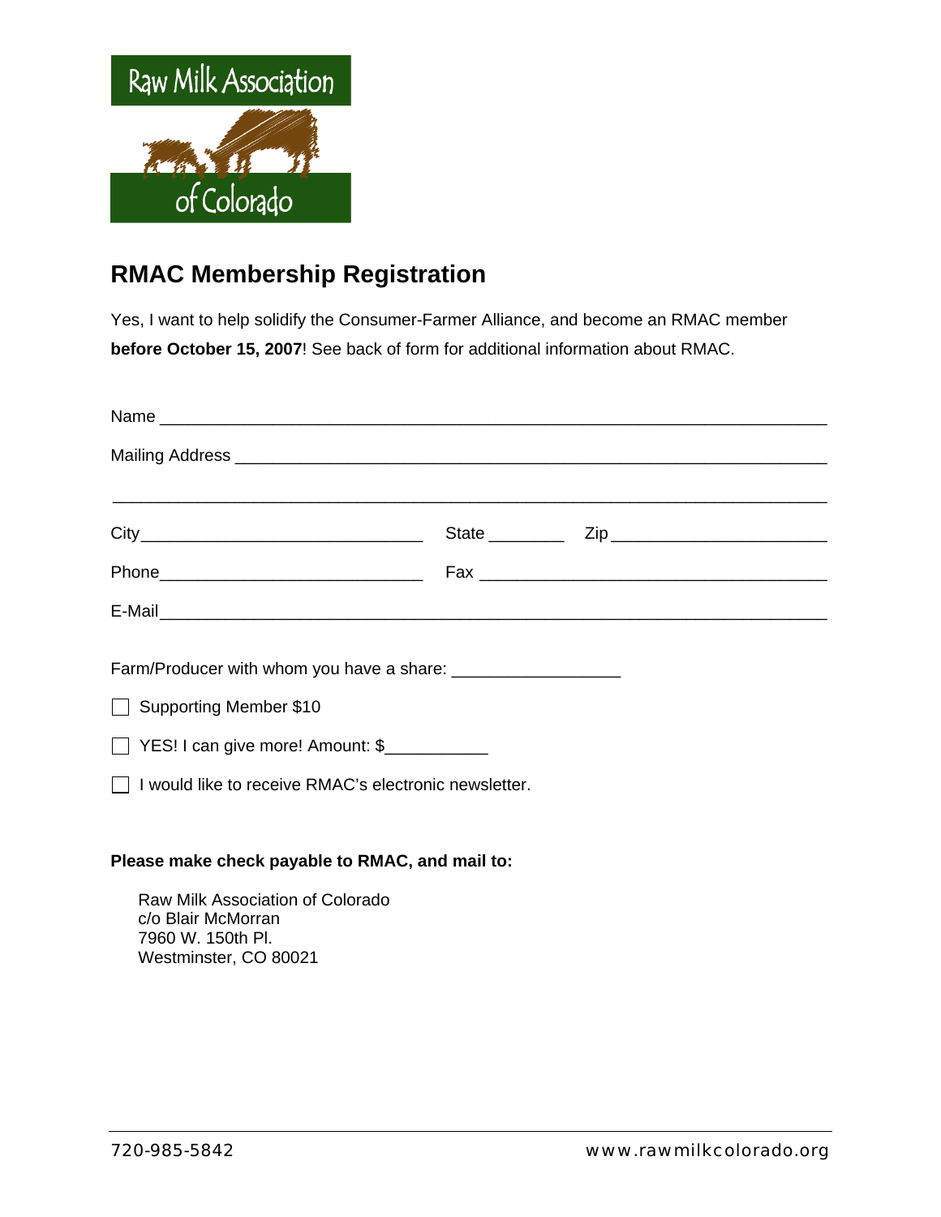Raw Milk Association of Colorado

## RMAC Membership Registration

Yes, I want to help solidify the Consumer-Farmer Alliance, and become an RMAC member **before October 15, 2007**! See back of form for additional information about RMAC.

Name ___________________________________________________________________

Mailing Address _________________________________________________________

_______________________________________________________________________

City_____________________________ State ________ Zip ______________________

Phone___________________________ Fax ___________________________________

E-Mail__________________________________________________________________

Farm/Producer with whom you have a share: ___________________

☐ Supporting Member $10

☐ YES! I can give more! Amount: $___________

☐ I would like to receive RMAC's electronic newsletter.

**Please make check payable to RMAC, and mail to:**

Raw Milk Association of Colorado
c/o Blair McMorran
7960 W. 150th Pl.
Westminster, CO 80021

720-985-5842 www.rawmilkcolorado.org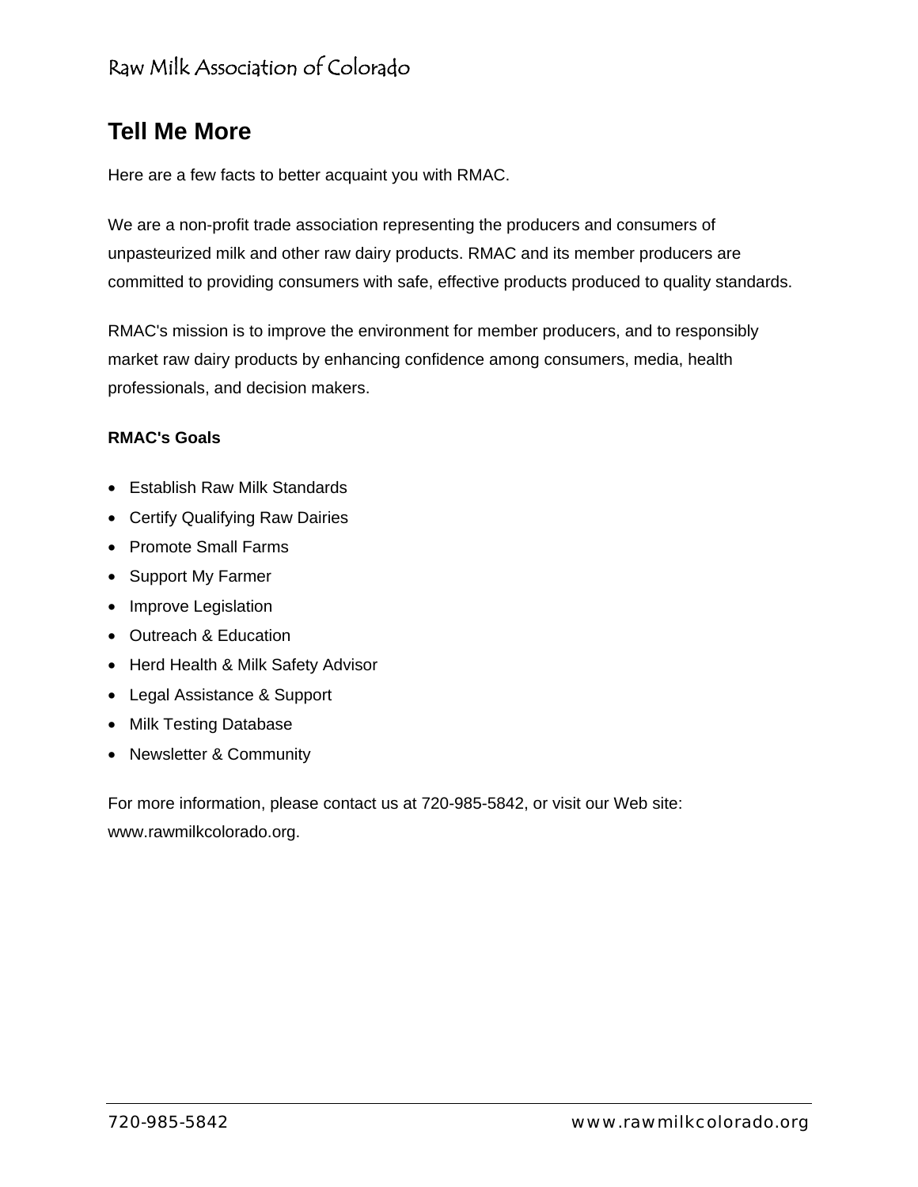## Tell Me More

Here are a few facts to better acquaint you with RMAC.

We are a non-profit trade association representing the producers and consumers of unpasteurized milk and other raw dairy products. RMAC and its member producers are committed to providing consumers with safe, effective products produced to quality standards.

RMAC's mission is to improve the environment for member producers, and to responsibly market raw dairy products by enhancing confidence among consumers, media, health professionals, and decision makers.

**RMAC's Goals**

- Establish Raw Milk Standards
- Certify Qualifying Raw Dairies
- Promote Small Farms
- Support My Farmer
- Improve Legislation
- Outreach & Education
- Herd Health & Milk Safety Advisor
- Legal Assistance & Support
- Milk Testing Database
- Newsletter & Community

For more information, please contact us at 720-985-5842, or visit our Web site: www.rawmilkcolorado.org.